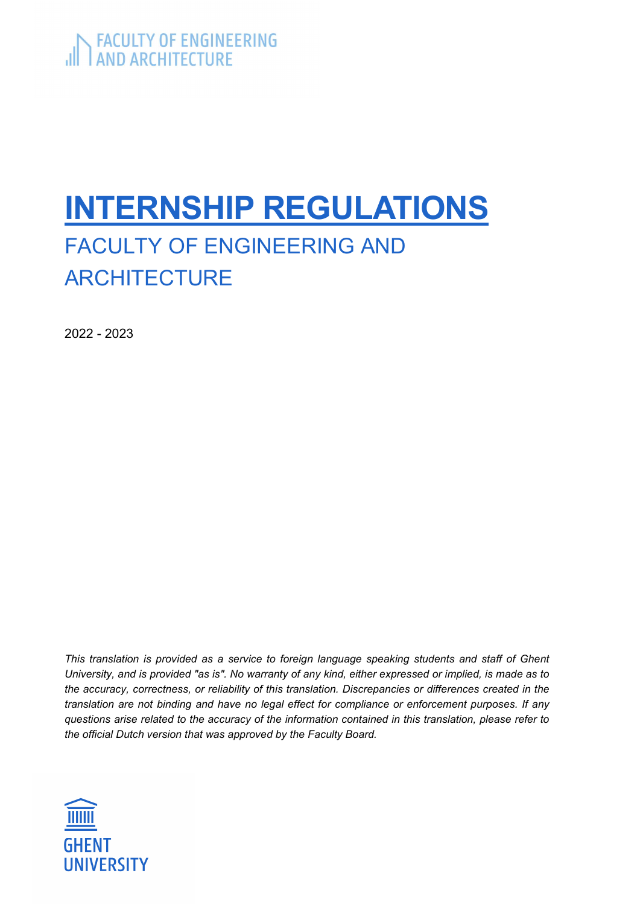FACULTY OF ENGINEERING AND ARCHITECTURE

# INTERNSHIP REGULATIONS

## FACULTY OF ENGINEERING AND ARCHITECTURE

2022 - 2023

*This translation is provided as a service to foreign language speaking students and staff of Ghent University, and is provided "as is". No warranty of any kind, either expressed or implied, is made as to the accuracy, correctness, or reliability of this translation. Discrepancies or differences created in the translation are not binding and have no legal effect for compliance or enforcement purposes. If any questions arise related to the accuracy of the information contained in this translation, please refer to the official Dutch version that was approved by the Faculty Board.*

GHENT UNIVERSITY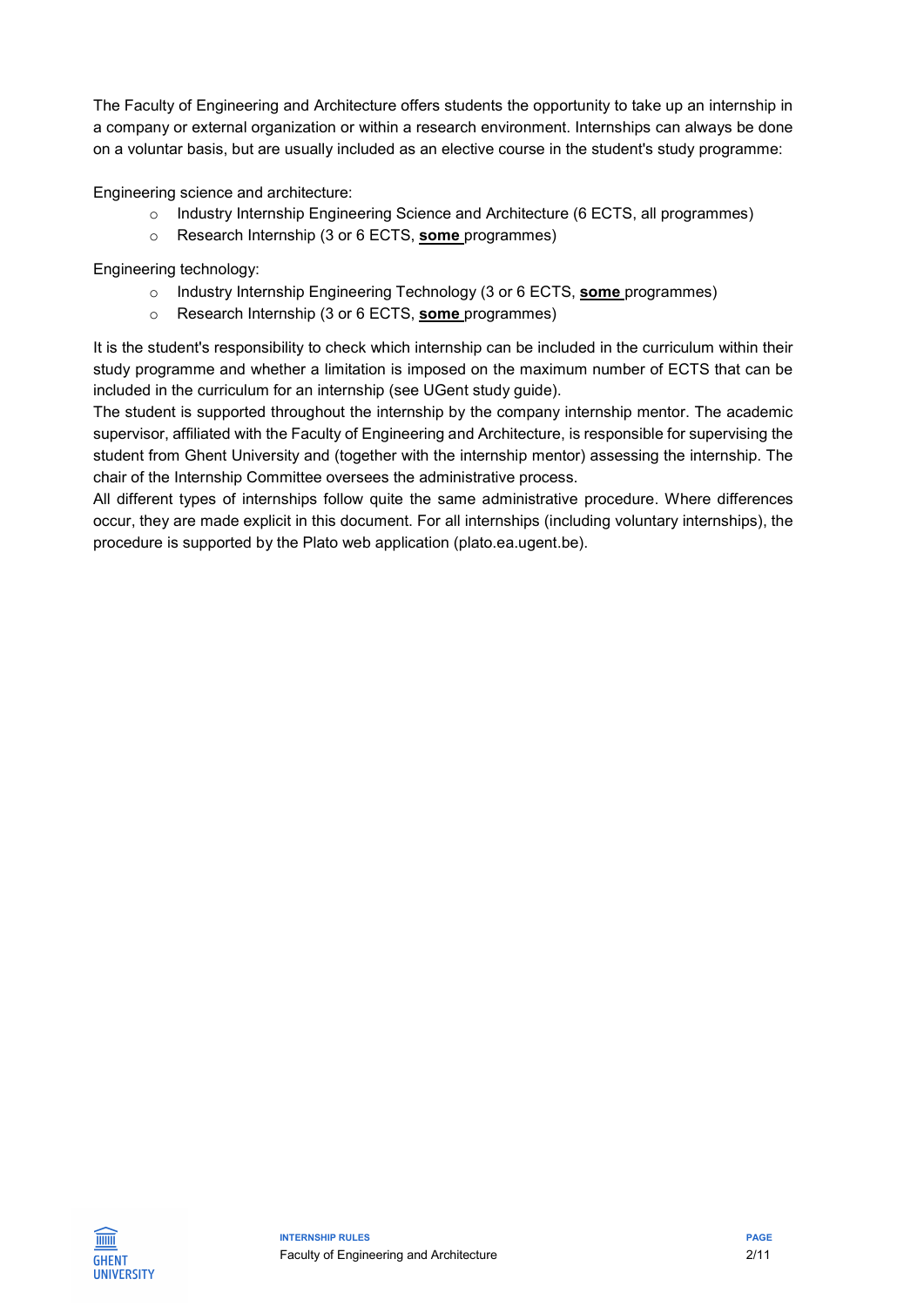The Faculty of Engineering and Architecture offers students the opportunity to take up an internship in a company or external organization or within a research environment. Internships can always be done on a voluntar basis, but are usually included as an elective course in the student's study programme:

Engineering science and architecture:

- Industry Internship Engineering Science and Architecture (6 ECTS, all programmes)
- Research Internship (3 or 6 ECTS, **some** programmes)

Engineering technology:

- Industry Internship Engineering Technology (3 or 6 ECTS, **some** programmes)
- Research Internship (3 or 6 ECTS, **some** programmes)

It is the student's responsibility to check which internship can be included in the curriculum within their study programme and whether a limitation is imposed on the maximum number of ECTS that can be included in the curriculum for an internship (see UGent study guide).

The student is supported throughout the internship by the company internship mentor. The academic supervisor, affiliated with the Faculty of Engineering and Architecture, is responsible for supervising the student from Ghent University and (together with the internship mentor) assessing the internship. The chair of the Internship Committee oversees the administrative process.

All different types of internships follow quite the same administrative procedure. Where differences occur, they are made explicit in this document. For all internships (including voluntary internships), the procedure is supported by the Plato web application (plato.ea.ugent.be).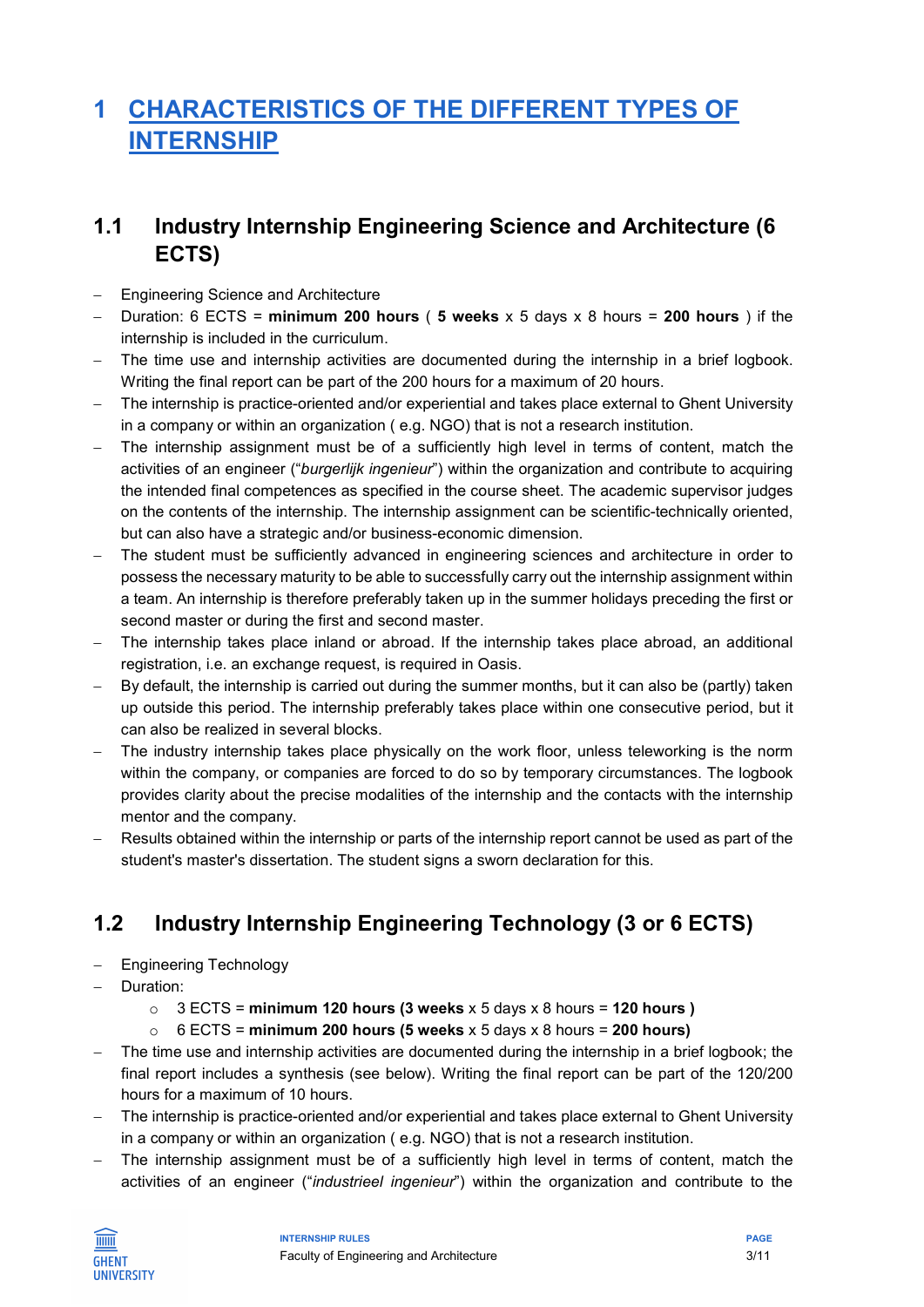# 1 CHARACTERISTICS OF THE DIFFERENT TYPES OF INTERNSHIP

## 1.1 Industry Internship Engineering Science and Architecture (6 ECTS)

- Engineering Science and Architecture
- Duration: 6 ECTS = **minimum 200 hours** ( **5 weeks** x 5 days x 8 hours = **200 hours** ) if the internship is included in the curriculum.
- The time use and internship activities are documented during the internship in a brief logbook. Writing the final report can be part of the 200 hours for a maximum of 20 hours.
- The internship is practice-oriented and/or experiential and takes place external to Ghent University in a company or within an organization ( e.g. NGO) that is not a research institution.
- The internship assignment must be of a sufficiently high level in terms of content, match the activities of an engineer ("*burgerlijk ingenieur*") within the organization and contribute to acquiring the intended final competences as specified in the course sheet. The academic supervisor judges on the contents of the internship. The internship assignment can be scientific-technically oriented, but can also have a strategic and/or business-economic dimension.
- The student must be sufficiently advanced in engineering sciences and architecture in order to possess the necessary maturity to be able to successfully carry out the internship assignment within a team. An internship is therefore preferably taken up in the summer holidays preceding the first or second master or during the first and second master.
- The internship takes place inland or abroad. If the internship takes place abroad, an additional registration, i.e. an exchange request, is required in Oasis.
- By default, the internship is carried out during the summer months, but it can also be (partly) taken up outside this period. The internship preferably takes place within one consecutive period, but it can also be realized in several blocks.
- The industry internship takes place physically on the work floor, unless teleworking is the norm within the company, or companies are forced to do so by temporary circumstances. The logbook provides clarity about the precise modalities of the internship and the contacts with the internship mentor and the company.
- Results obtained within the internship or parts of the internship report cannot be used as part of the student's master's dissertation. The student signs a sworn declaration for this.

## 1.2 Industry Internship Engineering Technology (3 or 6 ECTS)

- Engineering Technology
- Duration:
  - 3 ECTS = **minimum 120 hours (3 weeks** x 5 days x 8 hours = **120 hours )**
  - 6 ECTS = **minimum 200 hours (5 weeks** x 5 days x 8 hours = **200 hours)**
- The time use and internship activities are documented during the internship in a brief logbook; the final report includes a synthesis (see below). Writing the final report can be part of the 120/200 hours for a maximum of 10 hours.
- The internship is practice-oriented and/or experiential and takes place external to Ghent University in a company or within an organization ( e.g. NGO) that is not a research institution.
- The internship assignment must be of a sufficiently high level in terms of content, match the activities of an engineer ("*industrieel ingenieur*") within the organization and contribute to the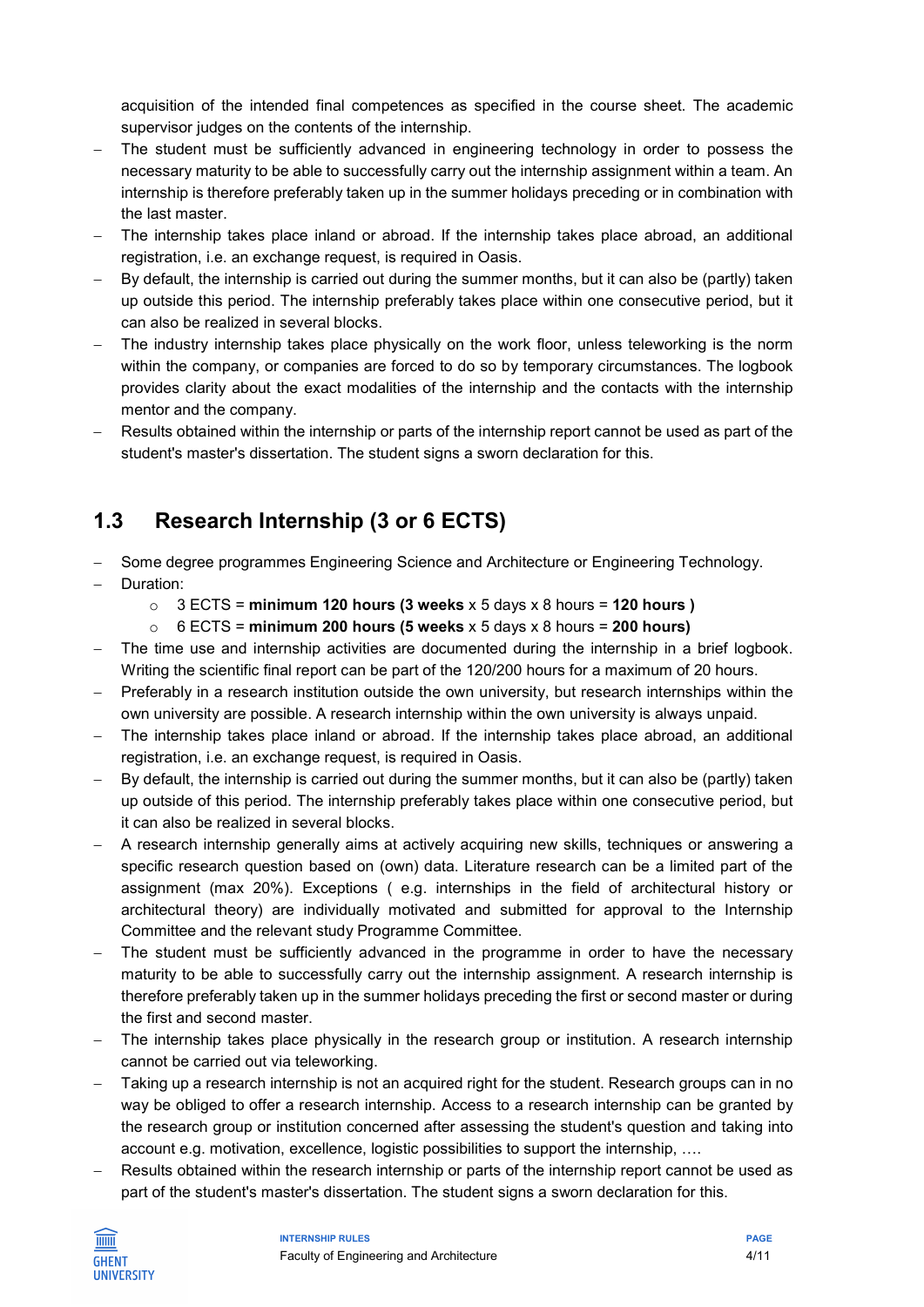acquisition of the intended final competences as specified in the course sheet. The academic supervisor judges on the contents of the internship.

- The student must be sufficiently advanced in engineering technology in order to possess the necessary maturity to be able to successfully carry out the internship assignment within a team. An internship is therefore preferably taken up in the summer holidays preceding or in combination with the last master.
- The internship takes place inland or abroad. If the internship takes place abroad, an additional registration, i.e. an exchange request, is required in Oasis.
- By default, the internship is carried out during the summer months, but it can also be (partly) taken up outside this period. The internship preferably takes place within one consecutive period, but it can also be realized in several blocks.
- The industry internship takes place physically on the work floor, unless teleworking is the norm within the company, or companies are forced to do so by temporary circumstances. The logbook provides clarity about the exact modalities of the internship and the contacts with the internship mentor and the company.
- Results obtained within the internship or parts of the internship report cannot be used as part of the student's master's dissertation. The student signs a sworn declaration for this.

## 1.3 Research Internship (3 or 6 ECTS)

- Some degree programmes Engineering Science and Architecture or Engineering Technology.
- Duration:
  - 3 ECTS = **minimum 120 hours (3 weeks** x 5 days x 8 hours = **120 hours )**
  - 6 ECTS = **minimum 200 hours (5 weeks** x 5 days x 8 hours = **200 hours)**
- The time use and internship activities are documented during the internship in a brief logbook. Writing the scientific final report can be part of the 120/200 hours for a maximum of 20 hours.
- Preferably in a research institution outside the own university, but research internships within the own university are possible. A research internship within the own university is always unpaid.
- The internship takes place inland or abroad. If the internship takes place abroad, an additional registration, i.e. an exchange request, is required in Oasis.
- By default, the internship is carried out during the summer months, but it can also be (partly) taken up outside of this period. The internship preferably takes place within one consecutive period, but it can also be realized in several blocks.
- A research internship generally aims at actively acquiring new skills, techniques or answering a specific research question based on (own) data. Literature research can be a limited part of the assignment (max 20%). Exceptions ( e.g. internships in the field of architectural history or architectural theory) are individually motivated and submitted for approval to the Internship Committee and the relevant study Programme Committee.
- The student must be sufficiently advanced in the programme in order to have the necessary maturity to be able to successfully carry out the internship assignment. A research internship is therefore preferably taken up in the summer holidays preceding the first or second master or during the first and second master.
- The internship takes place physically in the research group or institution. A research internship cannot be carried out via teleworking.
- Taking up a research internship is not an acquired right for the student. Research groups can in no way be obliged to offer a research internship. Access to a research internship can be granted by the research group or institution concerned after assessing the student's question and taking into account e.g. motivation, excellence, logistic possibilities to support the internship, ….
- Results obtained within the research internship or parts of the internship report cannot be used as part of the student's master's dissertation. The student signs a sworn declaration for this.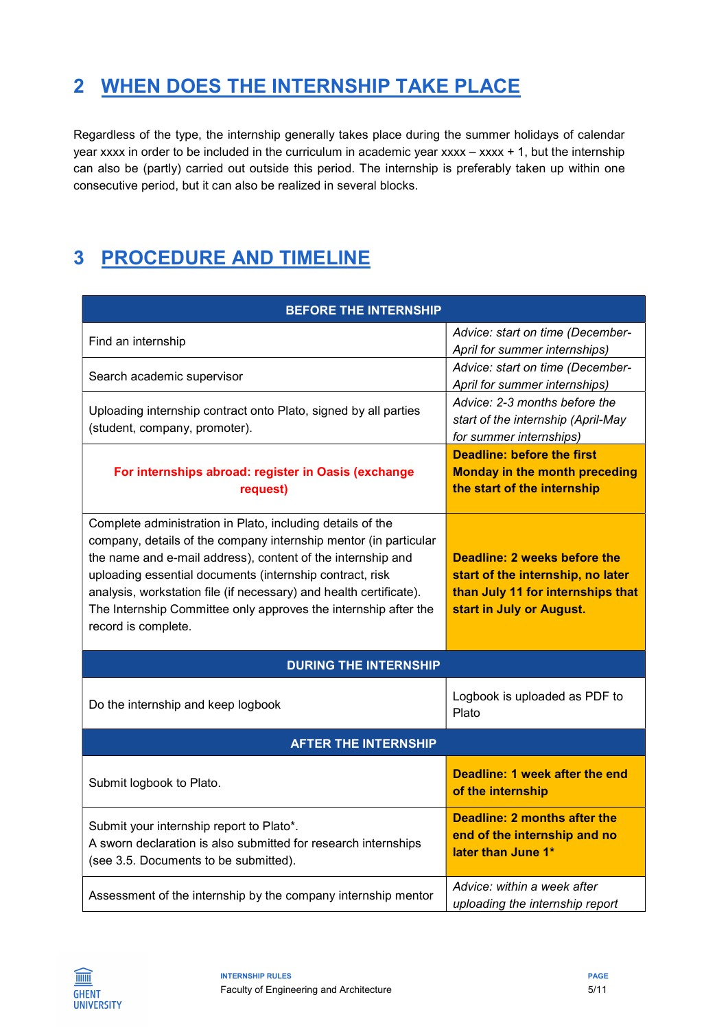## 2 WHEN DOES THE INTERNSHIP TAKE PLACE

Regardless of the type, the internship generally takes place during the summer holidays of calendar year xxxx in order to be included in the curriculum in academic year xxxx – xxxx + 1, but the internship can also be (partly) carried out outside this period. The internship is preferably taken up within one consecutive period, but it can also be realized in several blocks.

## 3 PROCEDURE AND TIMELINE

| **BEFORE THE INTERNSHIP** | |
|---|---|
| Find an internship | *Advice: start on time (December-April for summer internships)* |
| Search academic supervisor | *Advice: start on time (December-April for summer internships)* |
| Uploading internship contract onto Plato, signed by all parties (student, company, promoter). | *Advice: 2-3 months before the start of the internship (April-May for summer internships)* |
| **For internships abroad: register in Oasis (exchange request)** | **Deadline: before the first Monday in the month preceding the start of the internship** |
| Complete administration in Plato, including details of the company, details of the company internship mentor (in particular the name and e-mail address), content of the internship and uploading essential documents (internship contract, risk analysis, workstation file (if necessary) and health certificate). The Internship Committee only approves the internship after the record is complete. | **Deadline: 2 weeks before the start of the internship, no later than July 11 for internships that start in July or August.** |
| **DURING THE INTERNSHIP** | |
| Do the internship and keep logbook | Logbook is uploaded as PDF to Plato |
| **AFTER THE INTERNSHIP** | |
| Submit logbook to Plato. | **Deadline: 1 week after the end of the internship** |
| Submit your internship report to Plato*.<br>A sworn declaration is also submitted for research internships (see 3.5. Documents to be submitted). | **Deadline: 2 months after the end of the internship and no later than June 1*** |
| Assessment of the internship by the company internship mentor | *Advice: within a week after uploading the internship report* |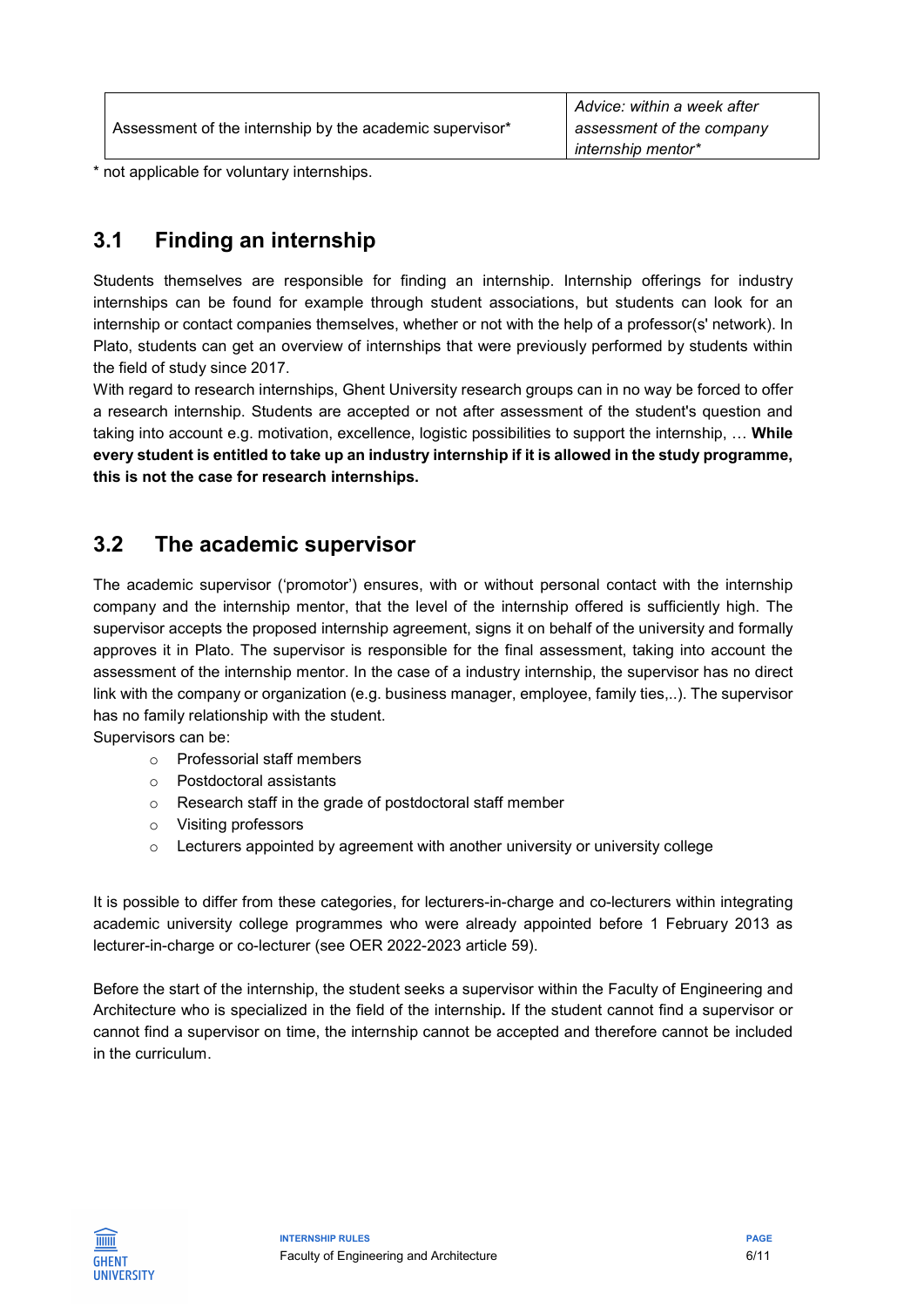| Assessment of the internship by the academic supervisor* | *Advice: within a week after assessment of the company internship mentor** |
|---|---|

* not applicable for voluntary internships.

## 3.1 Finding an internship

Students themselves are responsible for finding an internship. Internship offerings for industry internships can be found for example through student associations, but students can look for an internship or contact companies themselves, whether or not with the help of a professor(s' network). In Plato, students can get an overview of internships that were previously performed by students within the field of study since 2017.

With regard to research internships, Ghent University research groups can in no way be forced to offer a research internship. Students are accepted or not after assessment of the student's question and taking into account e.g. motivation, excellence, logistic possibilities to support the internship, … **While every student is entitled to take up an industry internship if it is allowed in the study programme, this is not the case for research internships.**

## 3.2 The academic supervisor

The academic supervisor ('promotor') ensures, with or without personal contact with the internship company and the internship mentor, that the level of the internship offered is sufficiently high. The supervisor accepts the proposed internship agreement, signs it on behalf of the university and formally approves it in Plato. The supervisor is responsible for the final assessment, taking into account the assessment of the internship mentor. In the case of a industry internship, the supervisor has no direct link with the company or organization (e.g. business manager, employee, family ties,..). The supervisor has no family relationship with the student.

Supervisors can be:

- Professorial staff members
- Postdoctoral assistants
- Research staff in the grade of postdoctoral staff member
- Visiting professors
- Lecturers appointed by agreement with another university or university college

It is possible to differ from these categories, for lecturers-in-charge and co-lecturers within integrating academic university college programmes who were already appointed before 1 February 2013 as lecturer-in-charge or co-lecturer (see OER 2022-2023 article 59).

Before the start of the internship, the student seeks a supervisor within the Faculty of Engineering and Architecture who is specialized in the field of the internship**.** If the student cannot find a supervisor or cannot find a supervisor on time, the internship cannot be accepted and therefore cannot be included in the curriculum.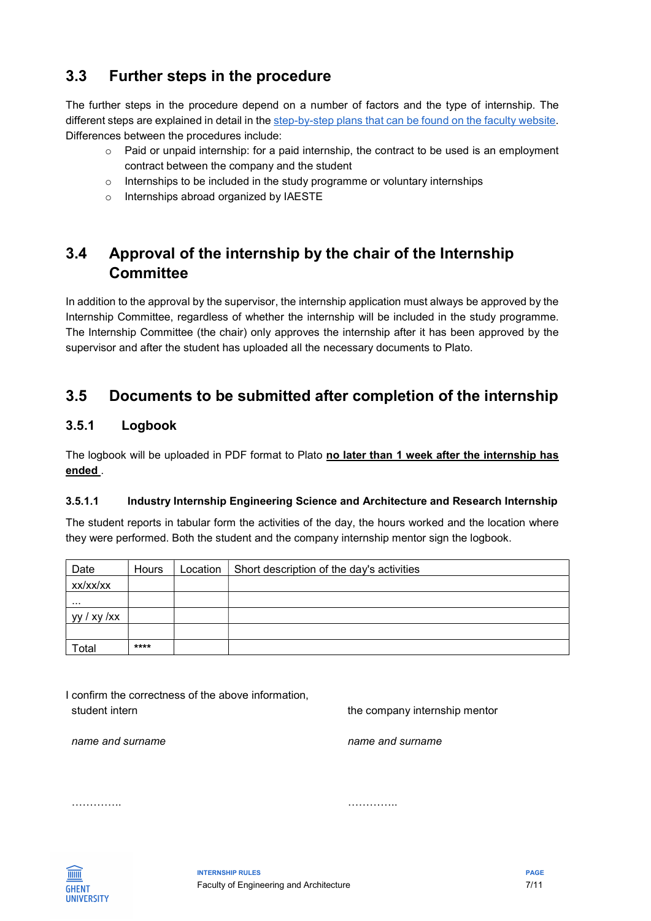## 3.3 Further steps in the procedure

The further steps in the procedure depend on a number of factors and the type of internship. The different steps are explained in detail in the step-by-step plans that can be found on the faculty website. Differences between the procedures include:

- Paid or unpaid internship: for a paid internship, the contract to be used is an employment contract between the company and the student
- Internships to be included in the study programme or voluntary internships
- Internships abroad organized by IAESTE

## 3.4 Approval of the internship by the chair of the Internship Committee

In addition to the approval by the supervisor, the internship application must always be approved by the Internship Committee, regardless of whether the internship will be included in the study programme. The Internship Committee (the chair) only approves the internship after it has been approved by the supervisor and after the student has uploaded all the necessary documents to Plato.

## 3.5 Documents to be submitted after completion of the internship

### 3.5.1 Logbook

The logbook will be uploaded in PDF format to Plato **no later than 1 week after the internship has ended** .

#### 3.5.1.1 Industry Internship Engineering Science and Architecture and Research Internship

The student reports in tabular form the activities of the day, the hours worked and the location where they were performed. Both the student and the company internship mentor sign the logbook.

| Date | Hours | Location | Short description of the day's activities |
|---|---|---|---|
| xx/xx/xx | | | |
| ... | | | |
| yy / xy /xx | | | |
| | | | |
| Total | **** | | |

I confirm the correctness of the above information,

student intern

*name and surname*

…………..

the company internship mentor

*name and surname*

…………..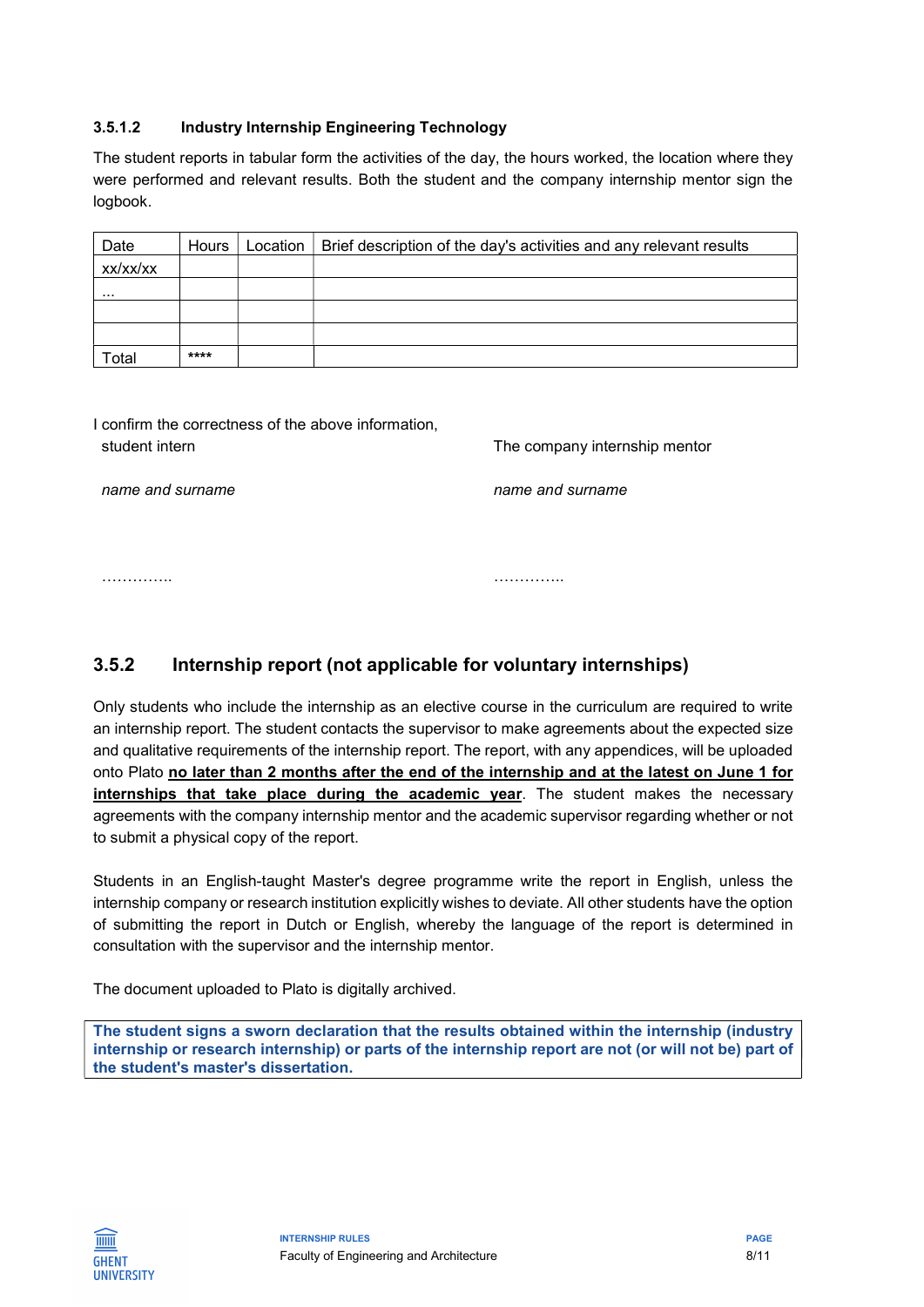#### 3.5.1.2 Industry Internship Engineering Technology

The student reports in tabular form the activities of the day, the hours worked, the location where they were performed and relevant results. Both the student and the company internship mentor sign the logbook.

| Date | Hours | Location | Brief description of the day's activities and any relevant results |
|---|---|---|---|
| xx/xx/xx | | | |
| ... | | | |
| | | | |
| | | | |
| Total | **** | | |

I confirm the correctness of the above information,

student intern

*name and surname*

…………..

The company internship mentor

*name and surname*

…………..

### 3.5.2 Internship report (not applicable for voluntary internships)

Only students who include the internship as an elective course in the curriculum are required to write an internship report. The student contacts the supervisor to make agreements about the expected size and qualitative requirements of the internship report. The report, with any appendices, will be uploaded onto Plato **no later than 2 months after the end of the internship and at the latest on June 1 for internships that take place during the academic year**. The student makes the necessary agreements with the company internship mentor and the academic supervisor regarding whether or not to submit a physical copy of the report.

Students in an English-taught Master's degree programme write the report in English, unless the internship company or research institution explicitly wishes to deviate. All other students have the option of submitting the report in Dutch or English, whereby the language of the report is determined in consultation with the supervisor and the internship mentor.

The document uploaded to Plato is digitally archived.

**The student signs a sworn declaration that the results obtained within the internship (industry internship or research internship) or parts of the internship report are not (or will not be) part of the student's master's dissertation.**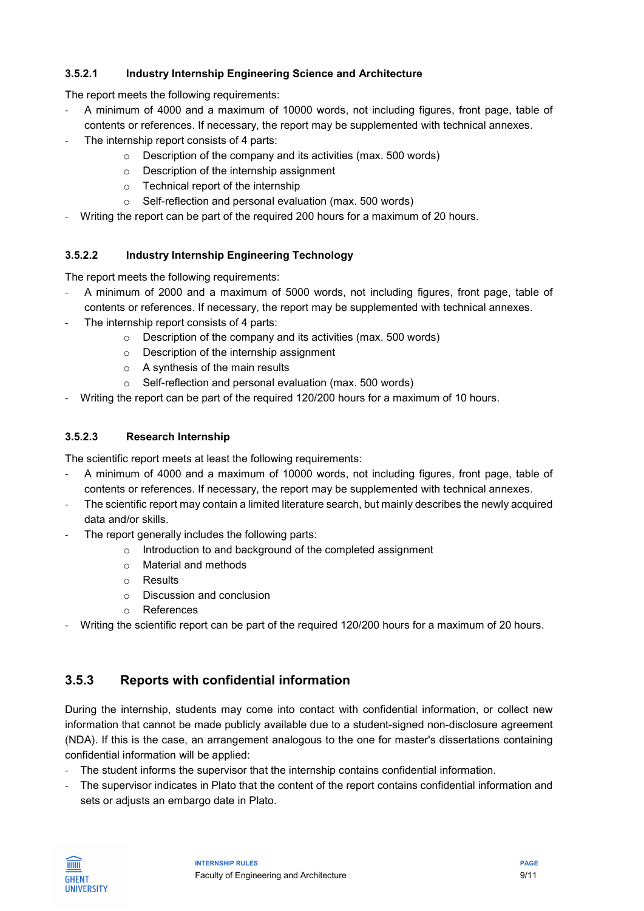#### 3.5.2.1 Industry Internship Engineering Science and Architecture

The report meets the following requirements:

- A minimum of 4000 and a maximum of 10000 words, not including figures, front page, table of contents or references. If necessary, the report may be supplemented with technical annexes.
- The internship report consists of 4 parts:
    - Description of the company and its activities (max. 500 words)
    - Description of the internship assignment
    - Technical report of the internship
    - Self-reflection and personal evaluation (max. 500 words)
- Writing the report can be part of the required 200 hours for a maximum of 20 hours.

#### 3.5.2.2 Industry Internship Engineering Technology

The report meets the following requirements:

- A minimum of 2000 and a maximum of 5000 words, not including figures, front page, table of contents or references. If necessary, the report may be supplemented with technical annexes.
- The internship report consists of 4 parts:
    - Description of the company and its activities (max. 500 words)
    - Description of the internship assignment
    - A synthesis of the main results
    - Self-reflection and personal evaluation (max. 500 words)
- Writing the report can be part of the required 120/200 hours for a maximum of 10 hours.

#### 3.5.2.3 Research Internship

The scientific report meets at least the following requirements:

- A minimum of 4000 and a maximum of 10000 words, not including figures, front page, table of contents or references. If necessary, the report may be supplemented with technical annexes.
- The scientific report may contain a limited literature search, but mainly describes the newly acquired data and/or skills.
- The report generally includes the following parts:
    - Introduction to and background of the completed assignment
    - Material and methods
    - Results
    - Discussion and conclusion
    - References
- Writing the scientific report can be part of the required 120/200 hours for a maximum of 20 hours.

### 3.5.3 Reports with confidential information

During the internship, students may come into contact with confidential information, or collect new information that cannot be made publicly available due to a student-signed non-disclosure agreement (NDA). If this is the case, an arrangement analogous to the one for master's dissertations containing confidential information will be applied:

- The student informs the supervisor that the internship contains confidential information.
- The supervisor indicates in Plato that the content of the report contains confidential information and sets or adjusts an embargo date in Plato.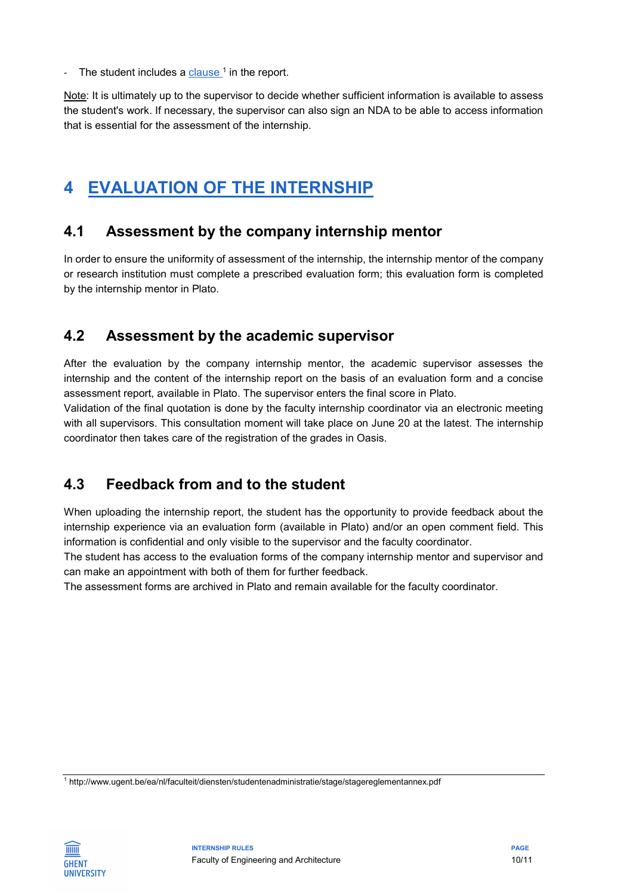- The student includes a clause [1] in the report.

Note: It is ultimately up to the supervisor to decide whether sufficient information is available to assess the student's work. If necessary, the supervisor can also sign an NDA to be able to access information that is essential for the assessment of the internship.

# 4 EVALUATION OF THE INTERNSHIP

## 4.1 Assessment by the company internship mentor

In order to ensure the uniformity of assessment of the internship, the internship mentor of the company or research institution must complete a prescribed evaluation form; this evaluation form is completed by the internship mentor in Plato.

## 4.2 Assessment by the academic supervisor

After the evaluation by the company internship mentor, the academic supervisor assesses the internship and the content of the internship report on the basis of an evaluation form and a concise assessment report, available in Plato. The supervisor enters the final score in Plato.
Validation of the final quotation is done by the faculty internship coordinator via an electronic meeting with all supervisors. This consultation moment will take place on June 20 at the latest. The internship coordinator then takes care of the registration of the grades in Oasis.

## 4.3 Feedback from and to the student

When uploading the internship report, the student has the opportunity to provide feedback about the internship experience via an evaluation form (available in Plato) and/or an open comment field. This information is confidential and only visible to the supervisor and the faculty coordinator.
The student has access to the evaluation forms of the company internship mentor and supervisor and can make an appointment with both of them for further feedback.
The assessment forms are archived in Plato and remain available for the faculty coordinator.

---

[1] http://www.ugent.be/ea/nl/faculteit/diensten/studentenadministratie/stage/stagereglementannex.pdf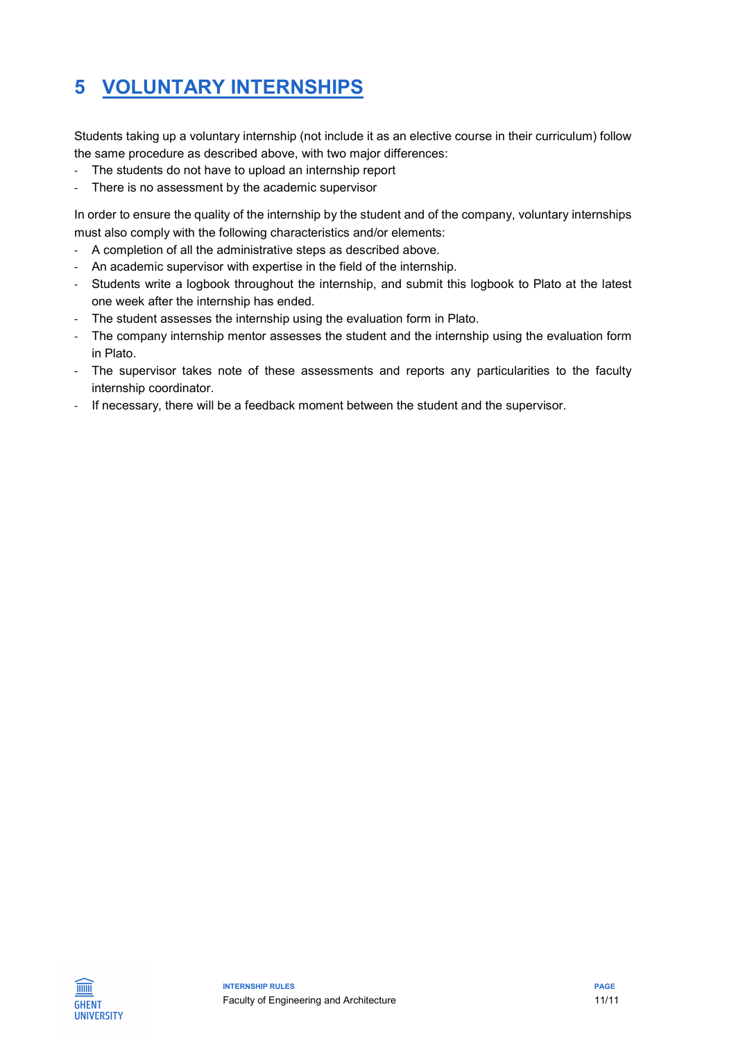# 5 VOLUNTARY INTERNSHIPS

Students taking up a voluntary internship (not include it as an elective course in their curriculum) follow the same procedure as described above, with two major differences:

- The students do not have to upload an internship report
- There is no assessment by the academic supervisor

In order to ensure the quality of the internship by the student and of the company, voluntary internships must also comply with the following characteristics and/or elements:

- A completion of all the administrative steps as described above.
- An academic supervisor with expertise in the field of the internship.
- Students write a logbook throughout the internship, and submit this logbook to Plato at the latest one week after the internship has ended.
- The student assesses the internship using the evaluation form in Plato.
- The company internship mentor assesses the student and the internship using the evaluation form in Plato.
- The supervisor takes note of these assessments and reports any particularities to the faculty internship coordinator.
- If necessary, there will be a feedback moment between the student and the supervisor.